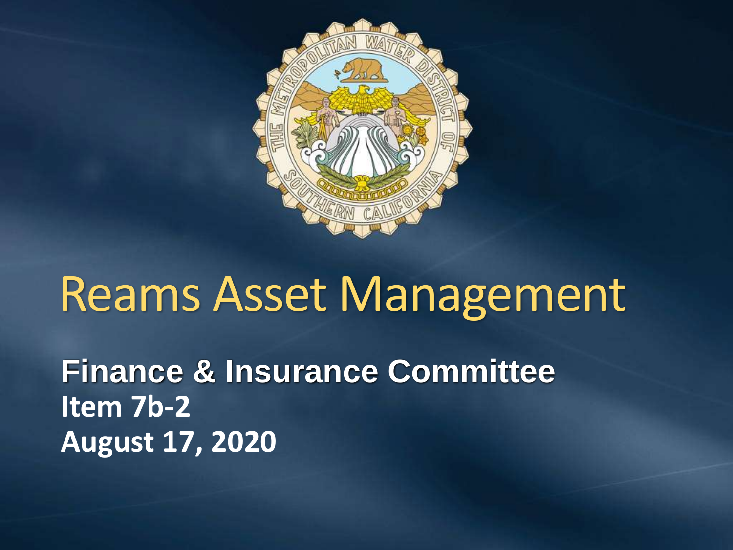# Reams Asset Management

**Finance & Insurance Committee**

**Item 7b-2**

**August 17, 2020**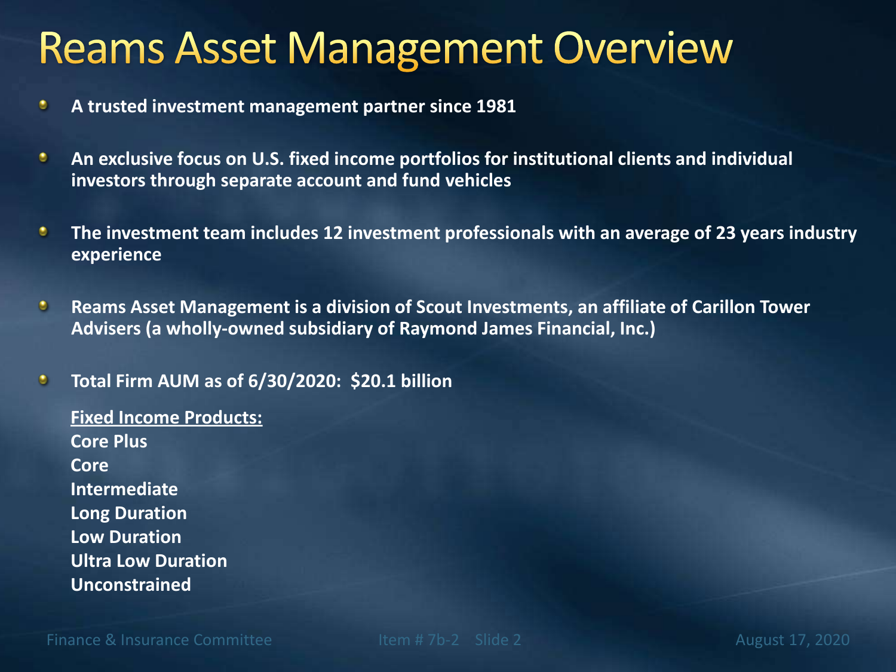# Reams Asset Management Overview

- **A trusted investment management partner since 1981**
- **An exclusive focus on U.S. fixed income portfolios for institutional clients and individual investors through separate account and fund vehicles**
- **The investment team includes 12 investment professionals with an average of 23 years industry experience**
- **Reams Asset Management is a division of Scout Investments, an affiliate of Carillon Tower Advisers (a wholly-owned subsidiary of Raymond James Financial, Inc.)**
- **Total Firm AUM as of 6/30/2020: $20.1 billion**

**Fixed Income Products:**
**Core Plus**
**Core**
**Intermediate**
**Long Duration**
**Low Duration**
**Ultra Low Duration**
**Unconstrained**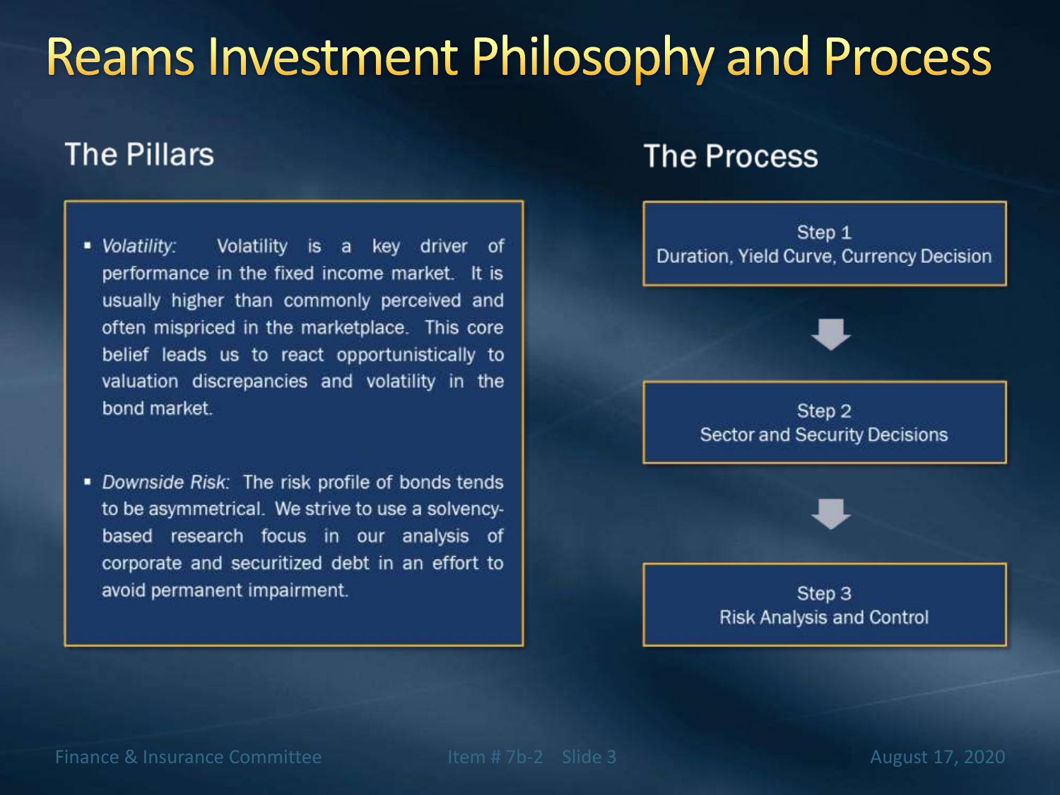# Reams Investment Philosophy and Process

## The Pillars

- *Volatility*: Volatility is a key driver of performance in the fixed income market. It is usually higher than commonly perceived and often mispriced in the marketplace. This core belief leads us to react opportunistically to valuation discrepancies and volatility in the bond market.

- *Downside Risk*: The risk profile of bonds tends to be asymmetrical. We strive to use a solvency-based research focus in our analysis of corporate and securitized debt in an effort to avoid permanent impairment.

## The Process

**Step 1**
Duration, Yield Curve, Currency Decision

↓

**Step 2**
Sector and Security Decisions

↓

**Step 3**
Risk Analysis and Control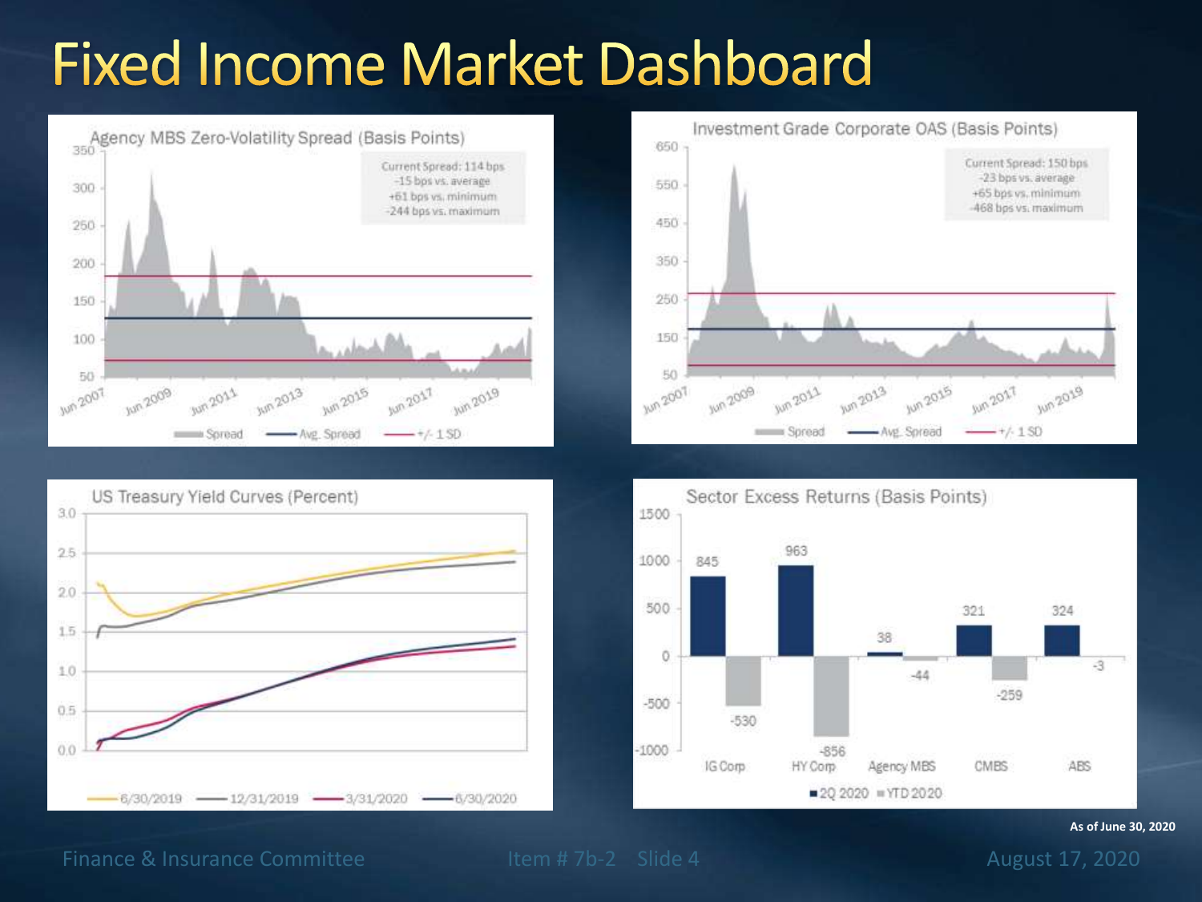# Fixed Income Market Dashboard

## Agency MBS Zero-Volatility Spread (Basis Points)

Current Spread: 114 bps
-15 bps vs. average
+61 bps vs. minimum
-244 bps vs. maximum

Spread — Avg. Spread — +/- 1 SD

## Investment Grade Corporate OAS (Basis Points)

Current Spread: 150 bps
-23 bps vs. average
+65 bps vs. minimum
-468 bps vs. maximum

Spread — Avg. Spread — +/- 1 SD

## US Treasury Yield Curves (Percent)

6/30/2019 — 12/31/2019 — 3/31/2020 — 6/30/2020

## Sector Excess Returns (Basis Points)

| Sector | 2Q 2020 | YTD 2020 |
|---|---|---|
| IG Corp | 845 | -530 |
| HY Corp | 963 | -856 |
| Agency MBS | 38 | -44 |
| CMBS | 321 | -259 |
| ABS | 324 | -3 |

**As of June 30, 2020**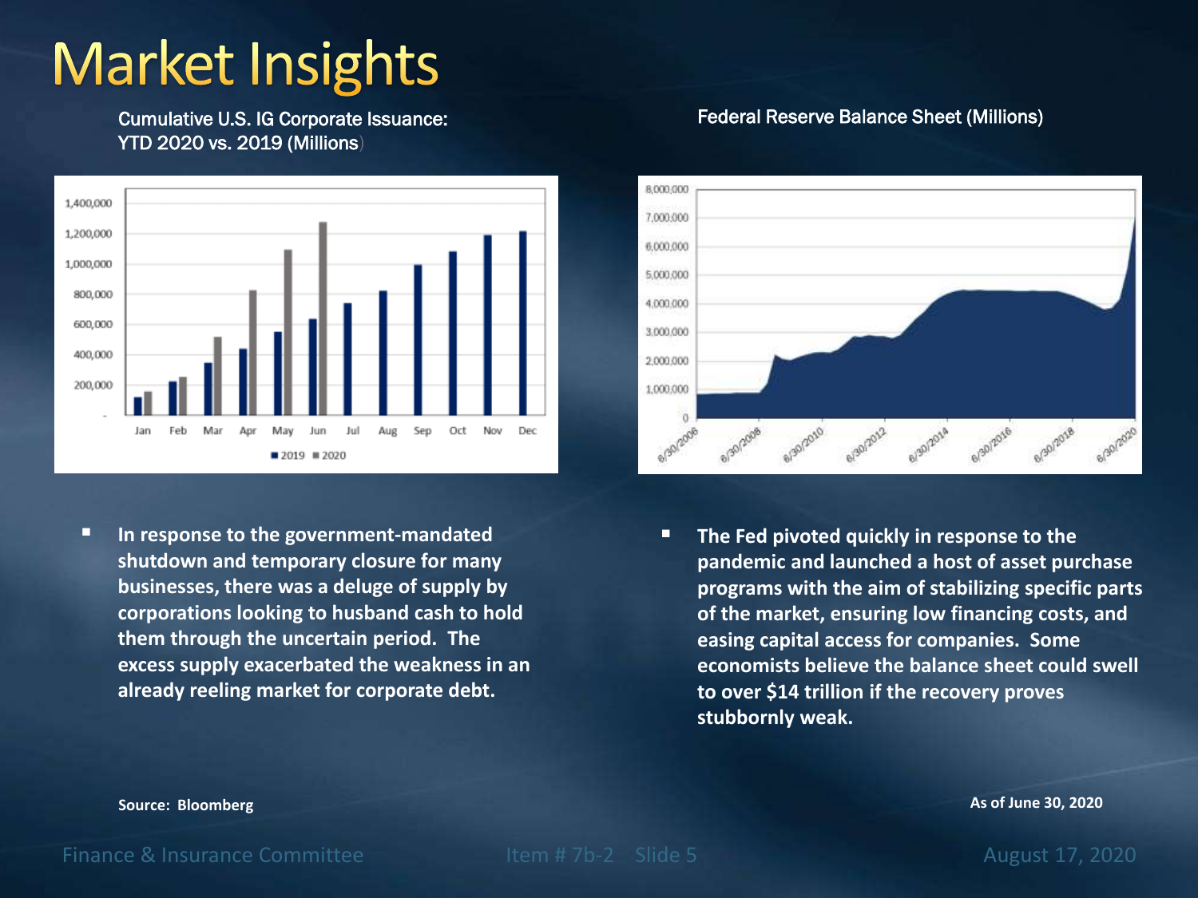# Market Insights

Cumulative U.S. IG Corporate Issuance: YTD 2020 vs. 2019 (Millions)

Federal Reserve Balance Sheet (Millions)

- In response to the government-mandated shutdown and temporary closure for many businesses, there was a deluge of supply by corporations looking to husband cash to hold them through the uncertain period. The excess supply exacerbated the weakness in an already reeling market for corporate debt.

- The Fed pivoted quickly in response to the pandemic and launched a host of asset purchase programs with the aim of stabilizing specific parts of the market, ensuring low financing costs, and easing capital access for companies. Some economists believe the balance sheet could swell to over $14 trillion if the recovery proves stubbornly weak.

Source: Bloomberg

As of June 30, 2020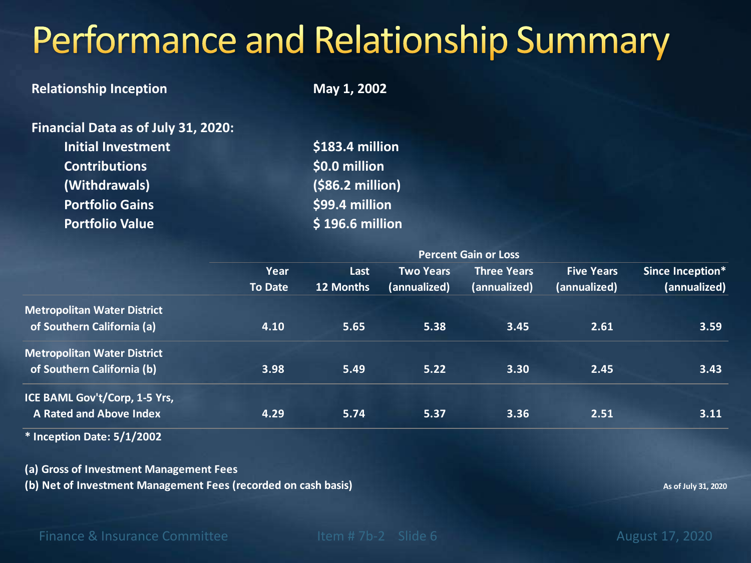# Performance and Relationship Summary

**Relationship Inception** — **May 1, 2002**

**Financial Data as of July 31, 2020:**

| | |
|---|---|
| **Initial Investment** | **$183.4 million** |
| **Contributions** | **$0.0 million** |
| **(Withdrawals)** | **($86.2 million)** |
| **Portfolio Gains** | **$99.4 million** |
| **Portfolio Value** | **$ 196.6 million** |

| | Percent Gain or Loss | | | | | |
|---|---|---|---|---|---|---|
| | Year To Date | Last 12 Months | Two Years (annualized) | Three Years (annualized) | Five Years (annualized) | Since Inception* (annualized) |
| Metropolitan Water District of Southern California (a) | 4.10 | 5.65 | 5.38 | 3.45 | 2.61 | 3.59 |
| Metropolitan Water District of Southern California (b) | 3.98 | 5.49 | 5.22 | 3.30 | 2.45 | 3.43 |
| ICE BAML Gov't/Corp, 1-5 Yrs, A Rated and Above Index | 4.29 | 5.74 | 5.37 | 3.36 | 2.51 | 3.11 |

\* Inception Date: 5/1/2002

(a) Gross of Investment Management Fees

(b) Net of Investment Management Fees (recorded on cash basis)

As of July 31, 2020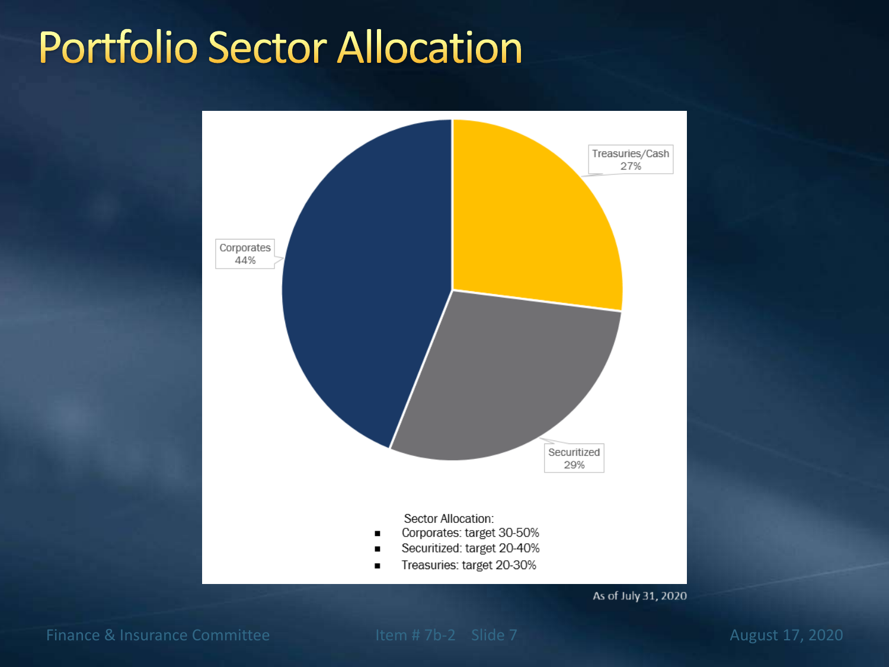# Portfolio Sector Allocation

Treasuries/Cash 27%

Securitized 29%

Corporates 44%

Sector Allocation:

- Corporates: target 30-50%
- Securitized: target 20-40%
- Treasuries: target 20-30%

As of July 31, 2020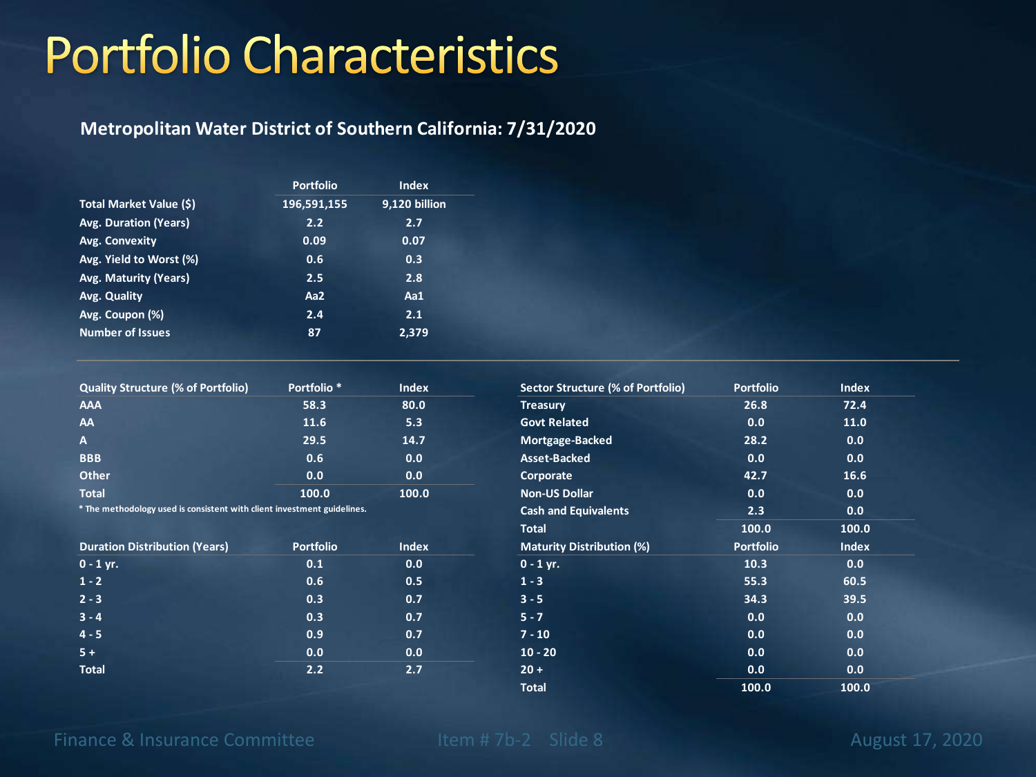# Portfolio Characteristics

**Metropolitan Water District of Southern California: 7/31/2020**

| | Portfolio | Index |
|---|---|---|
| Total Market Value ($) | 196,591,155 | 9,120 billion |
| Avg. Duration (Years) | 2.2 | 2.7 |
| Avg. Convexity | 0.09 | 0.07 |
| Avg. Yield to Worst (%) | 0.6 | 0.3 |
| Avg. Maturity (Years) | 2.5 | 2.8 |
| Avg. Quality | Aa2 | Aa1 |
| Avg. Coupon (%) | 2.4 | 2.1 |
| Number of Issues | 87 | 2,379 |

| Quality Structure (% of Portfolio) | Portfolio * | Index |
|---|---|---|
| AAA | 58.3 | 80.0 |
| AA | 11.6 | 5.3 |
| A | 29.5 | 14.7 |
| BBB | 0.6 | 0.0 |
| Other | 0.0 | 0.0 |
| Total | 100.0 | 100.0 |

* The methodology used is consistent with client investment guidelines.

| Duration Distribution (Years) | Portfolio | Index |
|---|---|---|
| 0 - 1 yr. | 0.1 | 0.0 |
| 1 - 2 | 0.6 | 0.5 |
| 2 - 3 | 0.3 | 0.7 |
| 3 - 4 | 0.3 | 0.7 |
| 4 - 5 | 0.9 | 0.7 |
| 5 + | 0.0 | 0.0 |
| Total | 2.2 | 2.7 |

| Sector Structure (% of Portfolio) | Portfolio | Index |
|---|---|---|
| Treasury | 26.8 | 72.4 |
| Govt Related | 0.0 | 11.0 |
| Mortgage-Backed | 28.2 | 0.0 |
| Asset-Backed | 0.0 | 0.0 |
| Corporate | 42.7 | 16.6 |
| Non-US Dollar | 0.0 | 0.0 |
| Cash and Equivalents | 2.3 | 0.0 |
| Total | 100.0 | 100.0 |

| Maturity Distribution (%) | Portfolio | Index |
|---|---|---|
| 0 - 1 yr. | 10.3 | 0.0 |
| 1 - 3 | 55.3 | 60.5 |
| 3 - 5 | 34.3 | 39.5 |
| 5 - 7 | 0.0 | 0.0 |
| 7 - 10 | 0.0 | 0.0 |
| 10 - 20 | 0.0 | 0.0 |
| 20 + | 0.0 | 0.0 |
| Total | 100.0 | 100.0 |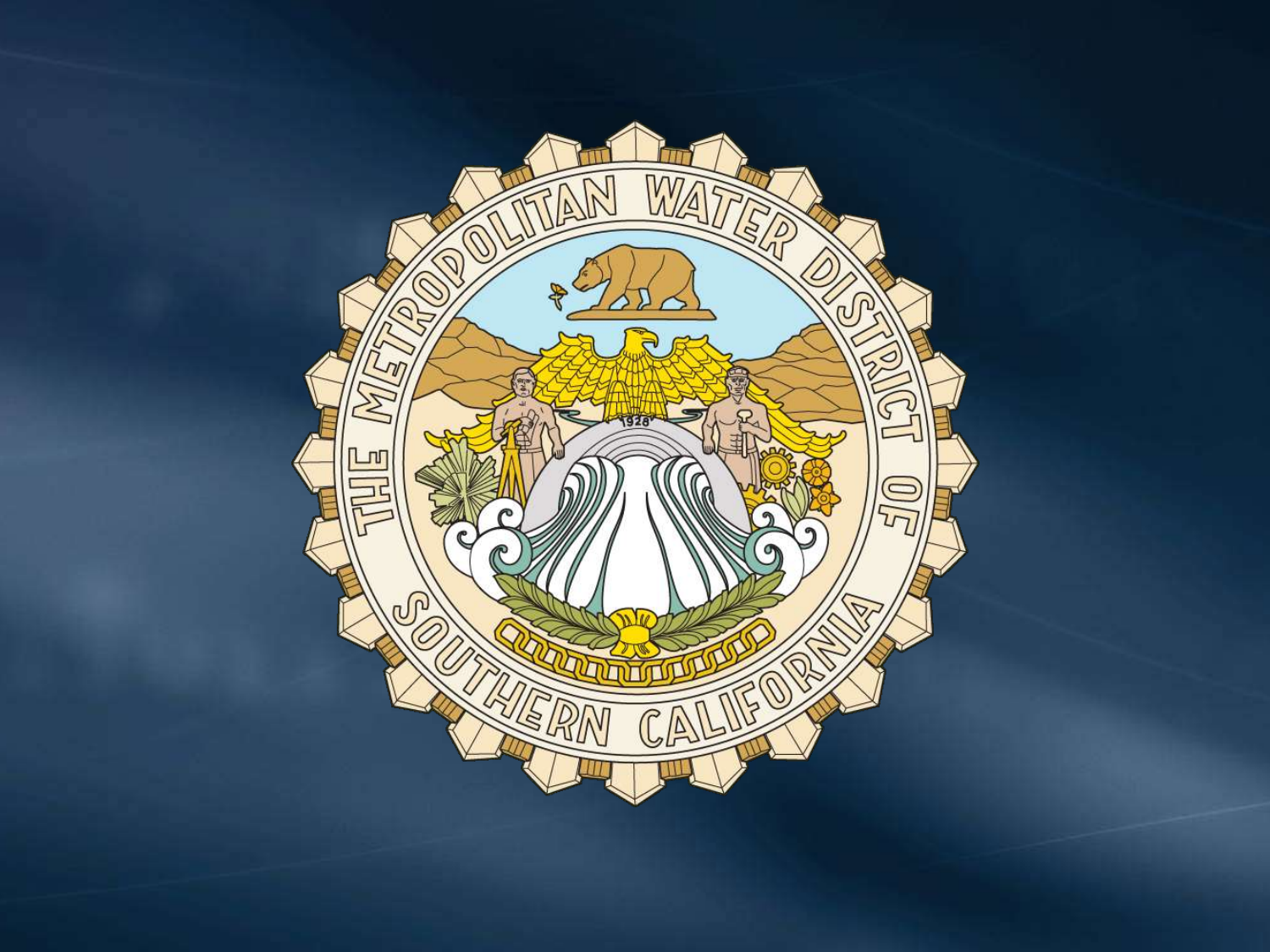THE METROPOLITAN WATER DISTRICT OF SOUTHERN CALIFORNIA

1928